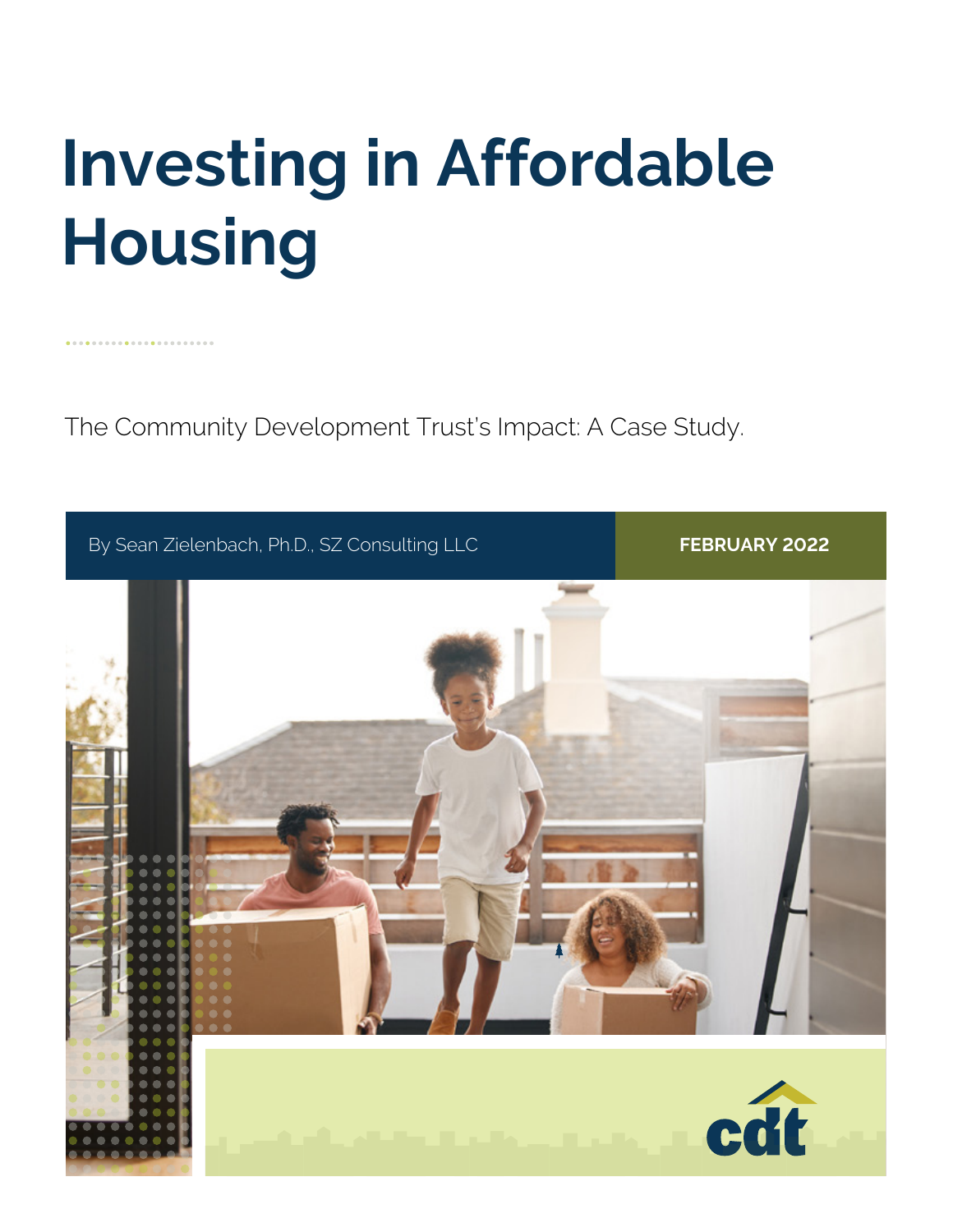# Investing in Affordable Housing

The Community Development Trust's Impact: A Case Study.

By Sean Zielenbach, Ph.D., SZ Consulting LLC

**FEBRUARY 2022**

cdt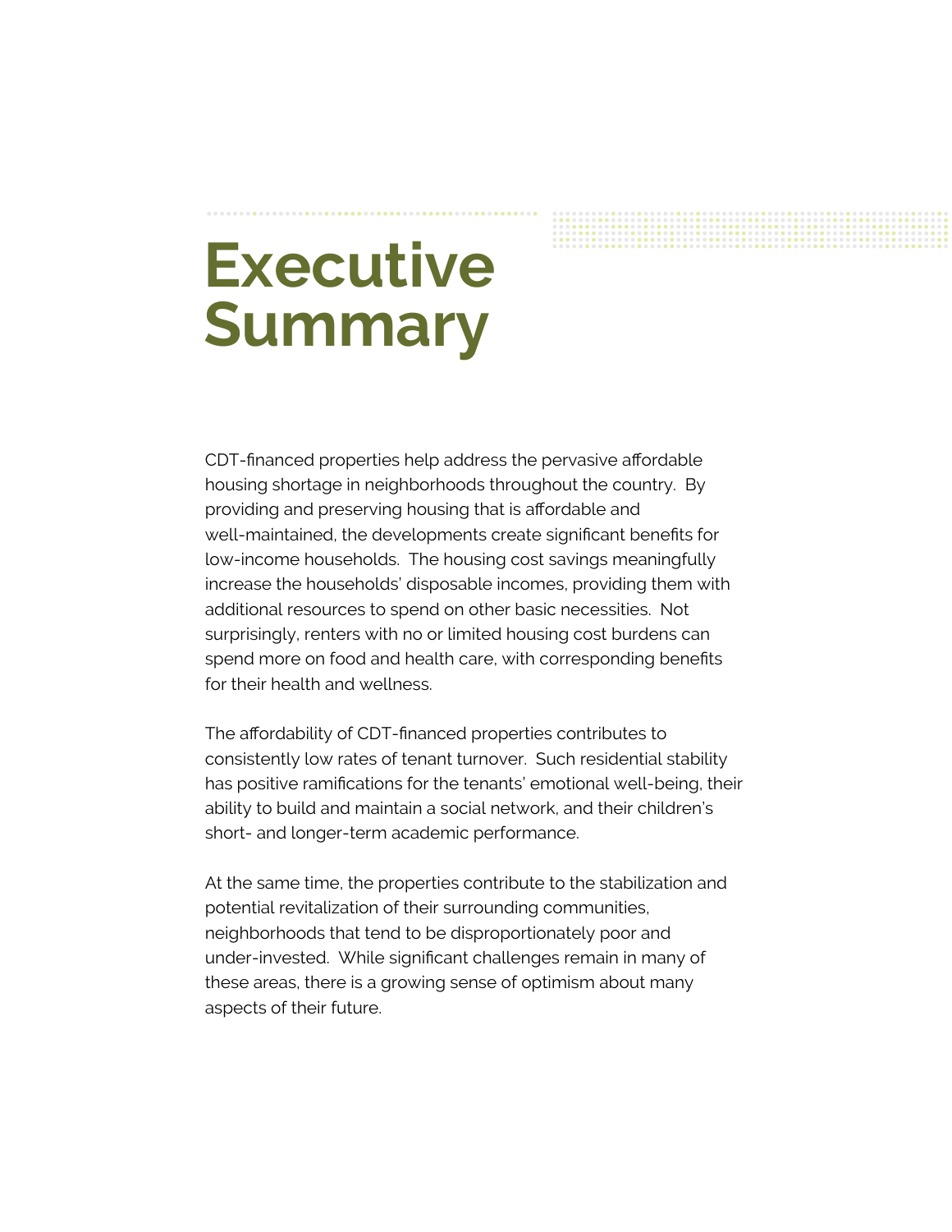# Executive Summary

CDT-financed properties help address the pervasive affordable housing shortage in neighborhoods throughout the country. By providing and preserving housing that is affordable and well-maintained, the developments create significant benefits for low-income households. The housing cost savings meaningfully increase the households' disposable incomes, providing them with additional resources to spend on other basic necessities. Not surprisingly, renters with no or limited housing cost burdens can spend more on food and health care, with corresponding benefits for their health and wellness.

The affordability of CDT-financed properties contributes to consistently low rates of tenant turnover. Such residential stability has positive ramifications for the tenants' emotional well-being, their ability to build and maintain a social network, and their children's short- and longer-term academic performance.

At the same time, the properties contribute to the stabilization and potential revitalization of their surrounding communities, neighborhoods that tend to be disproportionately poor and under-invested. While significant challenges remain in many of these areas, there is a growing sense of optimism about many aspects of their future.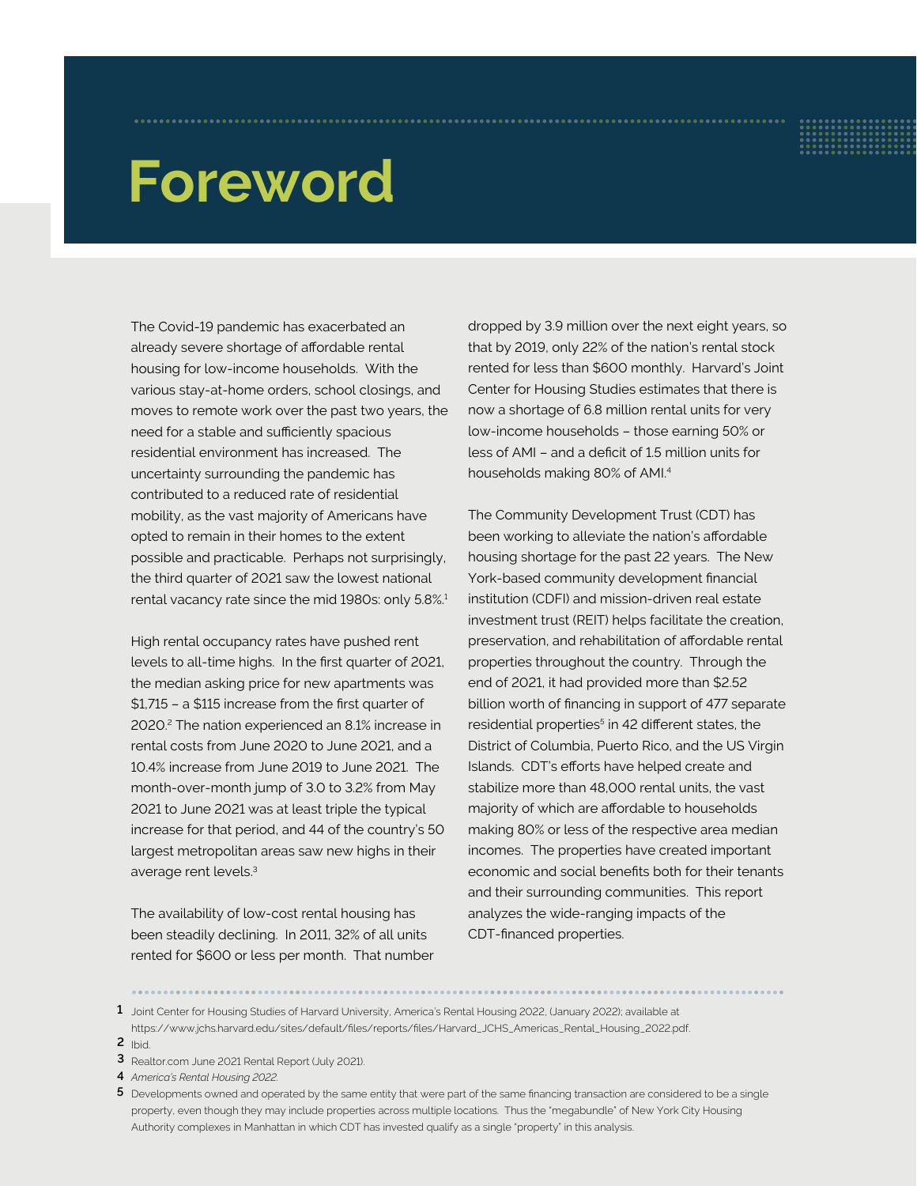# Foreword

The Covid-19 pandemic has exacerbated an already severe shortage of affordable rental housing for low-income households. With the various stay-at-home orders, school closings, and moves to remote work over the past two years, the need for a stable and sufficiently spacious residential environment has increased. The uncertainty surrounding the pandemic has contributed to a reduced rate of residential mobility, as the vast majority of Americans have opted to remain in their homes to the extent possible and practicable. Perhaps not surprisingly, the third quarter of 2021 saw the lowest national rental vacancy rate since the mid 1980s: only 5.8%.[1]

High rental occupancy rates have pushed rent levels to all-time highs. In the first quarter of 2021, the median asking price for new apartments was $1,715 – a $115 increase from the first quarter of 2020.[2] The nation experienced an 8.1% increase in rental costs from June 2020 to June 2021, and a 10.4% increase from June 2019 to June 2021. The month-over-month jump of 3.0 to 3.2% from May 2021 to June 2021 was at least triple the typical increase for that period, and 44 of the country's 50 largest metropolitan areas saw new highs in their average rent levels.[3]

The availability of low-cost rental housing has been steadily declining. In 2011, 32% of all units rented for $600 or less per month. That number dropped by 3.9 million over the next eight years, so that by 2019, only 22% of the nation's rental stock rented for less than $600 monthly. Harvard's Joint Center for Housing Studies estimates that there is now a shortage of 6.8 million rental units for very low-income households – those earning 50% or less of AMI – and a deficit of 1.5 million units for households making 80% of AMI.[4]

The Community Development Trust (CDT) has been working to alleviate the nation's affordable housing shortage for the past 22 years. The New York-based community development financial institution (CDFI) and mission-driven real estate investment trust (REIT) helps facilitate the creation, preservation, and rehabilitation of affordable rental properties throughout the country. Through the end of 2021, it had provided more than $2.52 billion worth of financing in support of 477 separate residential properties[5] in 42 different states, the District of Columbia, Puerto Rico, and the US Virgin Islands. CDT's efforts have helped create and stabilize more than 48,000 rental units, the vast majority of which are affordable to households making 80% or less of the respective area median incomes. The properties have created important economic and social benefits both for their tenants and their surrounding communities. This report analyzes the wide-ranging impacts of the CDT-financed properties.

---

1. Joint Center for Housing Studies of Harvard University, America's Rental Housing 2022, (January 2022); available at https://www.jchs.harvard.edu/sites/default/files/reports/files/Harvard_JCHS_Americas_Rental_Housing_2022.pdf.
2. Ibid.
3. Realtor.com June 2021 Rental Report (July 2021).
4. *America's Rental Housing 2022.*
5. Developments owned and operated by the same entity that were part of the same financing transaction are considered to be a single property, even though they may include properties across multiple locations. Thus the "megabundle" of New York City Housing Authority complexes in Manhattan in which CDT has invested qualify as a single "property" in this analysis.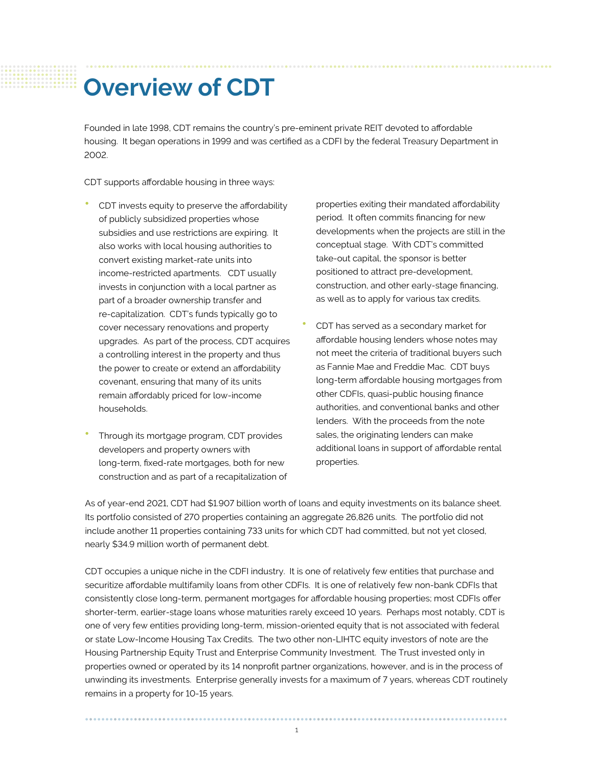# Overview of CDT

Founded in late 1998, CDT remains the country's pre-eminent private REIT devoted to affordable housing. It began operations in 1999 and was certified as a CDFI by the federal Treasury Department in 2002.

CDT supports affordable housing in three ways:

- CDT invests equity to preserve the affordability of publicly subsidized properties whose subsidies and use restrictions are expiring. It also works with local housing authorities to convert existing market-rate units into income-restricted apartments. CDT usually invests in conjunction with a local partner as part of a broader ownership transfer and re-capitalization. CDT's funds typically go to cover necessary renovations and property upgrades. As part of the process, CDT acquires a controlling interest in the property and thus the power to create or extend an affordability covenant, ensuring that many of its units remain affordably priced for low-income households.
- Through its mortgage program, CDT provides developers and property owners with long-term, fixed-rate mortgages, both for new construction and as part of a recapitalization of properties exiting their mandated affordability period. It often commits financing for new developments when the projects are still in the conceptual stage. With CDT's committed take-out capital, the sponsor is better positioned to attract pre-development, construction, and other early-stage financing, as well as to apply for various tax credits.
- CDT has served as a secondary market for affordable housing lenders whose notes may not meet the criteria of traditional buyers such as Fannie Mae and Freddie Mac. CDT buys long-term affordable housing mortgages from other CDFIs, quasi-public housing finance authorities, and conventional banks and other lenders. With the proceeds from the note sales, the originating lenders can make additional loans in support of affordable rental properties.

As of year-end 2021, CDT had $1.907 billion worth of loans and equity investments on its balance sheet. Its portfolio consisted of 270 properties containing an aggregate 26,826 units. The portfolio did not include another 11 properties containing 733 units for which CDT had committed, but not yet closed, nearly $34.9 million worth of permanent debt.

CDT occupies a unique niche in the CDFI industry. It is one of relatively few entities that purchase and securitize affordable multifamily loans from other CDFIs. It is one of relatively few non-bank CDFIs that consistently close long-term, permanent mortgages for affordable housing properties; most CDFIs offer shorter-term, earlier-stage loans whose maturities rarely exceed 10 years. Perhaps most notably, CDT is one of very few entities providing long-term, mission-oriented equity that is not associated with federal or state Low-Income Housing Tax Credits. The two other non-LIHTC equity investors of note are the Housing Partnership Equity Trust and Enterprise Community Investment. The Trust invested only in properties owned or operated by its 14 nonprofit partner organizations, however, and is in the process of unwinding its investments. Enterprise generally invests for a maximum of 7 years, whereas CDT routinely remains in a property for 10-15 years.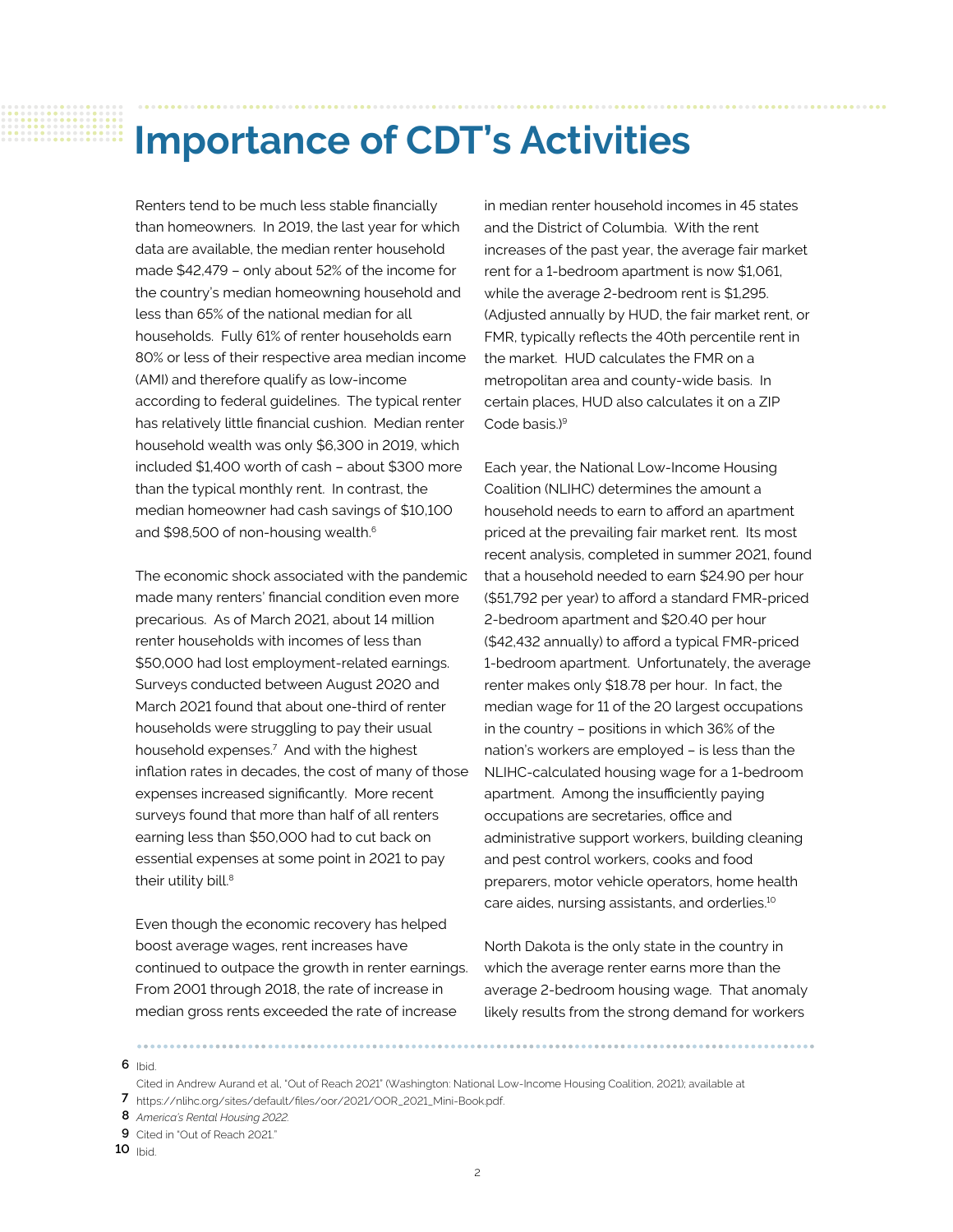# Importance of CDT's Activities

Renters tend to be much less stable financially than homeowners. In 2019, the last year for which data are available, the median renter household made $42,479 – only about 52% of the income for the country's median homeowning household and less than 65% of the national median for all households. Fully 61% of renter households earn 80% or less of their respective area median income (AMI) and therefore qualify as low-income according to federal guidelines. The typical renter has relatively little financial cushion. Median renter household wealth was only $6,300 in 2019, which included $1,400 worth of cash – about $300 more than the typical monthly rent. In contrast, the median homeowner had cash savings of $10,100 and $98,500 of non-housing wealth.[6]

The economic shock associated with the pandemic made many renters' financial condition even more precarious. As of March 2021, about 14 million renter households with incomes of less than $50,000 had lost employment-related earnings. Surveys conducted between August 2020 and March 2021 found that about one-third of renter households were struggling to pay their usual household expenses.[7] And with the highest inflation rates in decades, the cost of many of those expenses increased significantly. More recent surveys found that more than half of all renters earning less than $50,000 had to cut back on essential expenses at some point in 2021 to pay their utility bill.[8]

Even though the economic recovery has helped boost average wages, rent increases have continued to outpace the growth in renter earnings. From 2001 through 2018, the rate of increase in median gross rents exceeded the rate of increase in median renter household incomes in 45 states and the District of Columbia. With the rent increases of the past year, the average fair market rent for a 1-bedroom apartment is now $1,061, while the average 2-bedroom rent is $1,295. (Adjusted annually by HUD, the fair market rent, or FMR, typically reflects the 40th percentile rent in the market. HUD calculates the FMR on a metropolitan area and county-wide basis. In certain places, HUD also calculates it on a ZIP Code basis.)[9]

Each year, the National Low-Income Housing Coalition (NLIHC) determines the amount a household needs to earn to afford an apartment priced at the prevailing fair market rent. Its most recent analysis, completed in summer 2021, found that a household needed to earn $24.90 per hour ($51,792 per year) to afford a standard FMR-priced 2-bedroom apartment and $20.40 per hour ($42,432 annually) to afford a typical FMR-priced 1-bedroom apartment. Unfortunately, the average renter makes only $18.78 per hour. In fact, the median wage for 11 of the 20 largest occupations in the country – positions in which 36% of the nation's workers are employed – is less than the NLIHC-calculated housing wage for a 1-bedroom apartment. Among the insufficiently paying occupations are secretaries, office and administrative support workers, building cleaning and pest control workers, cooks and food preparers, motor vehicle operators, home health care aides, nursing assistants, and orderlies.[10]

North Dakota is the only state in the country in which the average renter earns more than the average 2-bedroom housing wage. That anomaly likely results from the strong demand for workers

---

6 Ibid.

7 Cited in Andrew Aurand et al, "Out of Reach 2021" (Washington: National Low-Income Housing Coalition, 2021); available at https://nlihc.org/sites/default/files/oor/2021/OOR_2021_Mini-Book.pdf.

8 *America's Rental Housing 2022.*

9 Cited in "Out of Reach 2021."

10 Ibid.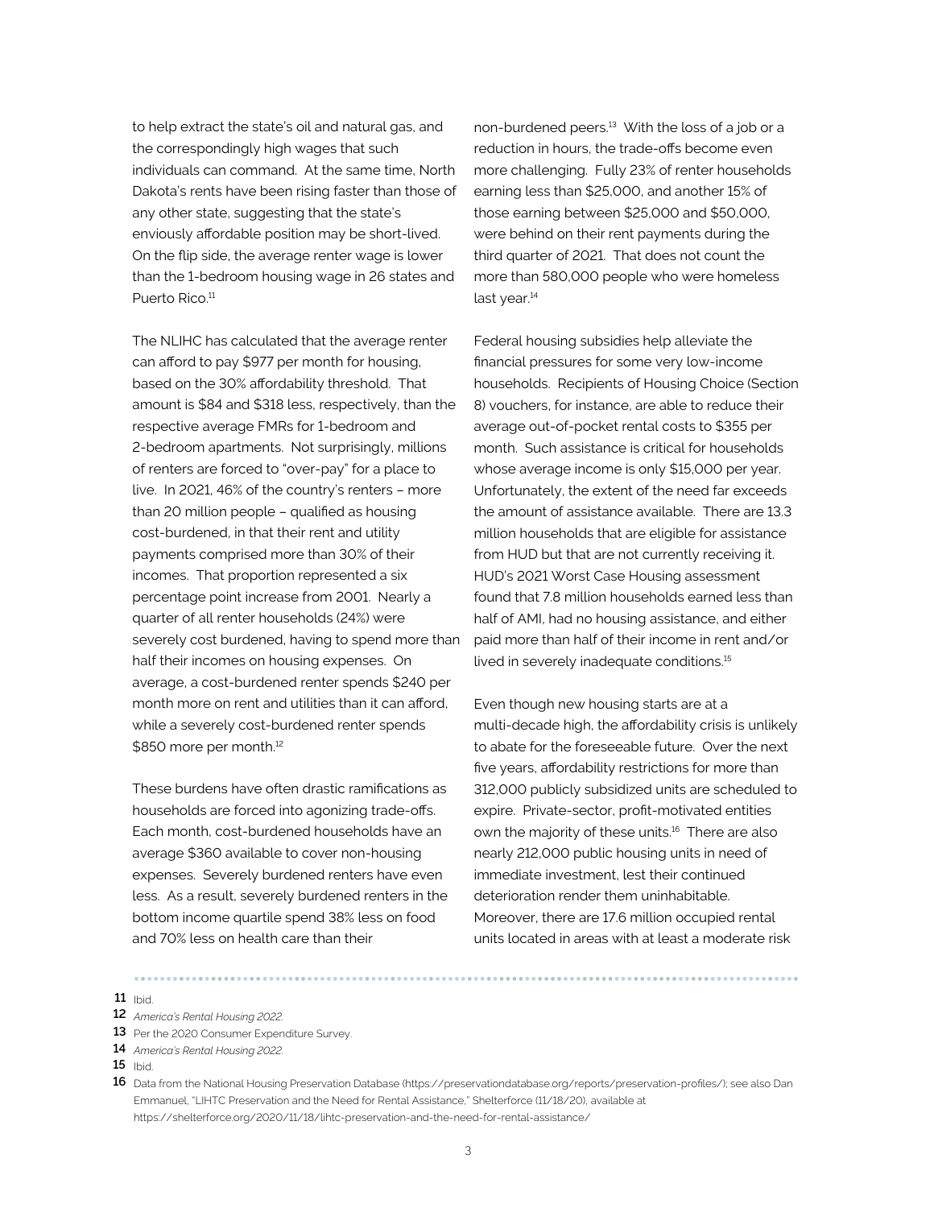to help extract the state's oil and natural gas, and the correspondingly high wages that such individuals can command. At the same time, North Dakota's rents have been rising faster than those of any other state, suggesting that the state's enviously affordable position may be short-lived. On the flip side, the average renter wage is lower than the 1-bedroom housing wage in 26 states and Puerto Rico.[11]

The NLIHC has calculated that the average renter can afford to pay $977 per month for housing, based on the 30% affordability threshold. That amount is $84 and $318 less, respectively, than the respective average FMRs for 1-bedroom and 2-bedroom apartments. Not surprisingly, millions of renters are forced to "over-pay" for a place to live. In 2021, 46% of the country's renters – more than 20 million people – qualified as housing cost-burdened, in that their rent and utility payments comprised more than 30% of their incomes. That proportion represented a six percentage point increase from 2001. Nearly a quarter of all renter households (24%) were severely cost burdened, having to spend more than half their incomes on housing expenses. On average, a cost-burdened renter spends $240 per month more on rent and utilities than it can afford, while a severely cost-burdened renter spends $850 more per month.[12]

These burdens have often drastic ramifications as households are forced into agonizing trade-offs. Each month, cost-burdened households have an average $360 available to cover non-housing expenses. Severely burdened renters have even less. As a result, severely burdened renters in the bottom income quartile spend 38% less on food and 70% less on health care than their non-burdened peers.[13] With the loss of a job or a reduction in hours, the trade-offs become even more challenging. Fully 23% of renter households earning less than $25,000, and another 15% of those earning between $25,000 and $50,000, were behind on their rent payments during the third quarter of 2021. That does not count the more than 580,000 people who were homeless last year.[14]

Federal housing subsidies help alleviate the financial pressures for some very low-income households. Recipients of Housing Choice (Section 8) vouchers, for instance, are able to reduce their average out-of-pocket rental costs to $355 per month. Such assistance is critical for households whose average income is only $15,000 per year. Unfortunately, the extent of the need far exceeds the amount of assistance available. There are 13.3 million households that are eligible for assistance from HUD but that are not currently receiving it. HUD's 2021 Worst Case Housing assessment found that 7.8 million households earned less than half of AMI, had no housing assistance, and either paid more than half of their income in rent and/or lived in severely inadequate conditions.[15]

Even though new housing starts are at a multi-decade high, the affordability crisis is unlikely to abate for the foreseeable future. Over the next five years, affordability restrictions for more than 312,000 publicly subsidized units are scheduled to expire. Private-sector, profit-motivated entities own the majority of these units.[16] There are also nearly 212,000 public housing units in need of immediate investment, lest their continued deterioration render them uninhabitable. Moreover, there are 17.6 million occupied rental units located in areas with at least a moderate risk

---

11 Ibid.

12 *America's Rental Housing 2022.*

13 Per the 2020 Consumer Expenditure Survey.

14 *America's Rental Housing 2022.*

15 Ibid.

16 Data from the National Housing Preservation Database (https://preservationdatabase.org/reports/preservation-profiles/); see also Dan Emmanuel, "LIHTC Preservation and the Need for Rental Assistance," Shelterforce (11/18/20), available at https://shelterforce.org/2020/11/18/lihtc-preservation-and-the-need-for-rental-assistance/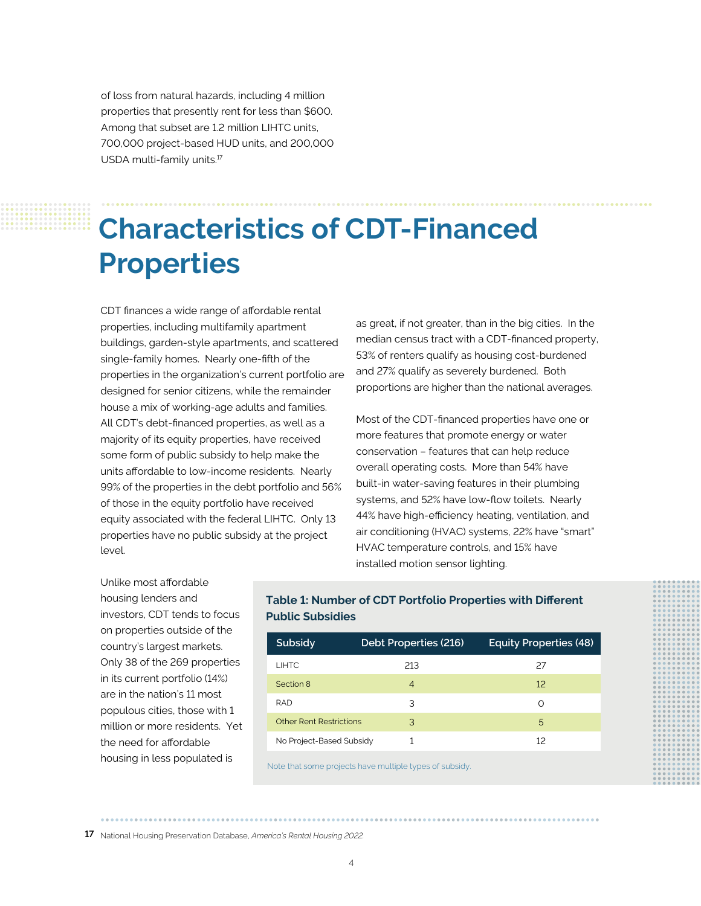of loss from natural hazards, including 4 million properties that presently rent for less than $600. Among that subset are 1.2 million LIHTC units, 700,000 project-based HUD units, and 200,000 USDA multi-family units.[17]

# Characteristics of CDT-Financed Properties

CDT finances a wide range of affordable rental properties, including multifamily apartment buildings, garden-style apartments, and scattered single-family homes. Nearly one-fifth of the properties in the organization's current portfolio are designed for senior citizens, while the remainder house a mix of working-age adults and families. All CDT's debt-financed properties, as well as a majority of its equity properties, have received some form of public subsidy to help make the units affordable to low-income residents. Nearly 99% of the properties in the debt portfolio and 56% of those in the equity portfolio have received equity associated with the federal LIHTC. Only 13 properties have no public subsidy at the project level.

Unlike most affordable housing lenders and investors, CDT tends to focus on properties outside of the country's largest markets. Only 38 of the 269 properties in its current portfolio (14%) are in the nation's 11 most populous cities, those with 1 million or more residents. Yet the need for affordable housing in less populated is as great, if not greater, than in the big cities. In the median census tract with a CDT-financed property, 53% of renters qualify as housing cost-burdened and 27% qualify as severely burdened. Both proportions are higher than the national averages.

Most of the CDT-financed properties have one or more features that promote energy or water conservation – features that can help reduce overall operating costs. More than 54% have built-in water-saving features in their plumbing systems, and 52% have low-flow toilets. Nearly 44% have high-efficiency heating, ventilation, and air conditioning (HVAC) systems, 22% have "smart" HVAC temperature controls, and 15% have installed motion sensor lighting.

**Table 1: Number of CDT Portfolio Properties with Different Public Subsidies**

| Subsidy | Debt Properties (216) | Equity Properties (48) |
|---|---|---|
| LIHTC | 213 | 27 |
| Section 8 | 4 | 12 |
| RAD | 3 | 0 |
| Other Rent Restrictions | 3 | 5 |
| No Project-Based Subsidy | 1 | 12 |

Note that some projects have multiple types of subsidy.

[17] National Housing Preservation Database, *America's Rental Housing 2022.*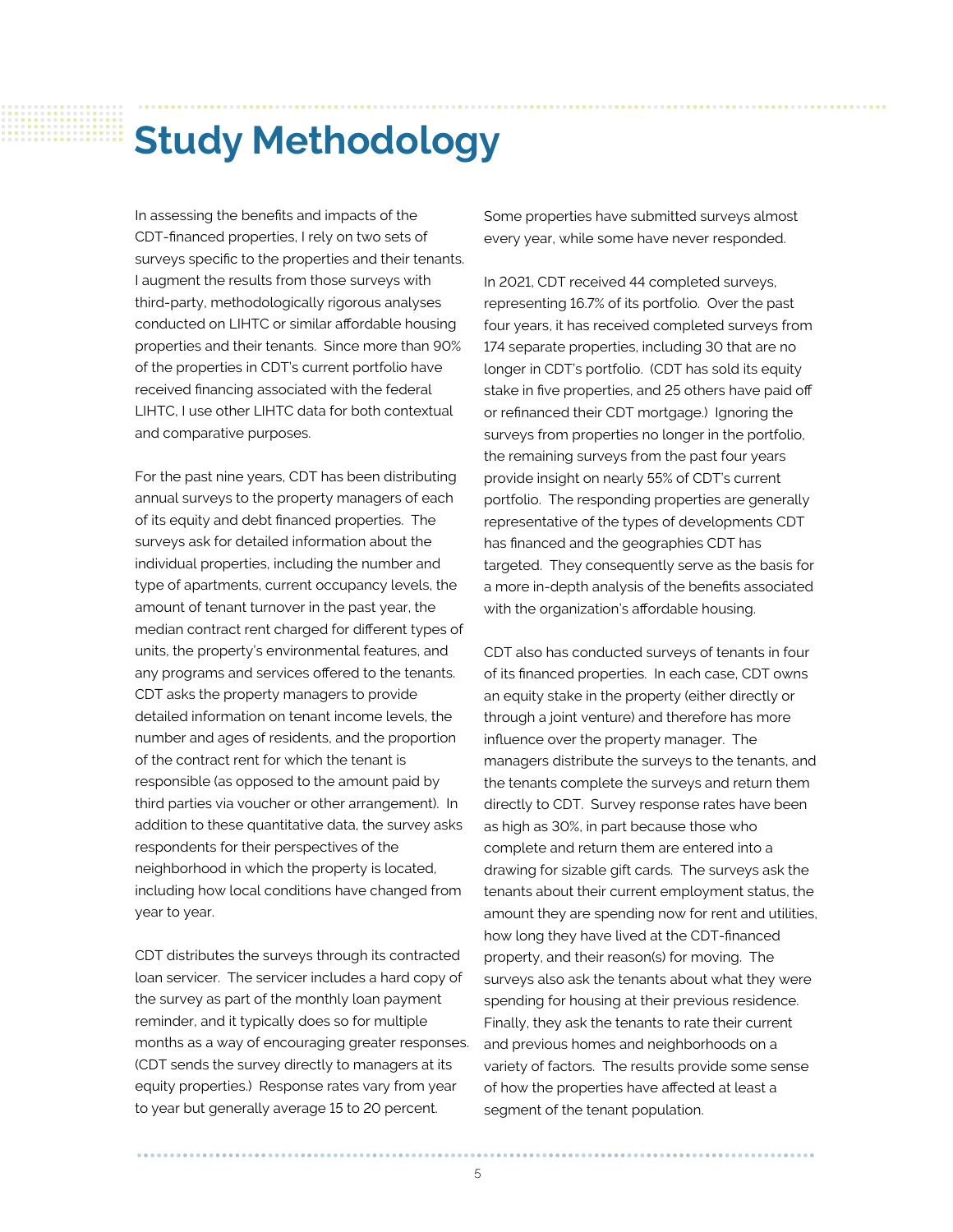# Study Methodology

In assessing the benefits and impacts of the CDT-financed properties, I rely on two sets of surveys specific to the properties and their tenants. I augment the results from those surveys with third-party, methodologically rigorous analyses conducted on LIHTC or similar affordable housing properties and their tenants. Since more than 90% of the properties in CDT's current portfolio have received financing associated with the federal LIHTC, I use other LIHTC data for both contextual and comparative purposes.

For the past nine years, CDT has been distributing annual surveys to the property managers of each of its equity and debt financed properties. The surveys ask for detailed information about the individual properties, including the number and type of apartments, current occupancy levels, the amount of tenant turnover in the past year, the median contract rent charged for different types of units, the property's environmental features, and any programs and services offered to the tenants. CDT asks the property managers to provide detailed information on tenant income levels, the number and ages of residents, and the proportion of the contract rent for which the tenant is responsible (as opposed to the amount paid by third parties via voucher or other arrangement). In addition to these quantitative data, the survey asks respondents for their perspectives of the neighborhood in which the property is located, including how local conditions have changed from year to year.

CDT distributes the surveys through its contracted loan servicer. The servicer includes a hard copy of the survey as part of the monthly loan payment reminder, and it typically does so for multiple months as a way of encouraging greater responses. (CDT sends the survey directly to managers at its equity properties.) Response rates vary from year to year but generally average 15 to 20 percent. Some properties have submitted surveys almost every year, while some have never responded.

In 2021, CDT received 44 completed surveys, representing 16.7% of its portfolio. Over the past four years, it has received completed surveys from 174 separate properties, including 30 that are no longer in CDT's portfolio. (CDT has sold its equity stake in five properties, and 25 others have paid off or refinanced their CDT mortgage.) Ignoring the surveys from properties no longer in the portfolio, the remaining surveys from the past four years provide insight on nearly 55% of CDT's current portfolio. The responding properties are generally representative of the types of developments CDT has financed and the geographies CDT has targeted. They consequently serve as the basis for a more in-depth analysis of the benefits associated with the organization's affordable housing.

CDT also has conducted surveys of tenants in four of its financed properties. In each case, CDT owns an equity stake in the property (either directly or through a joint venture) and therefore has more influence over the property manager. The managers distribute the surveys to the tenants, and the tenants complete the surveys and return them directly to CDT. Survey response rates have been as high as 30%, in part because those who complete and return them are entered into a drawing for sizable gift cards. The surveys ask the tenants about their current employment status, the amount they are spending now for rent and utilities, how long they have lived at the CDT-financed property, and their reason(s) for moving. The surveys also ask the tenants about what they were spending for housing at their previous residence. Finally, they ask the tenants to rate their current and previous homes and neighborhoods on a variety of factors. The results provide some sense of how the properties have affected at least a segment of the tenant population.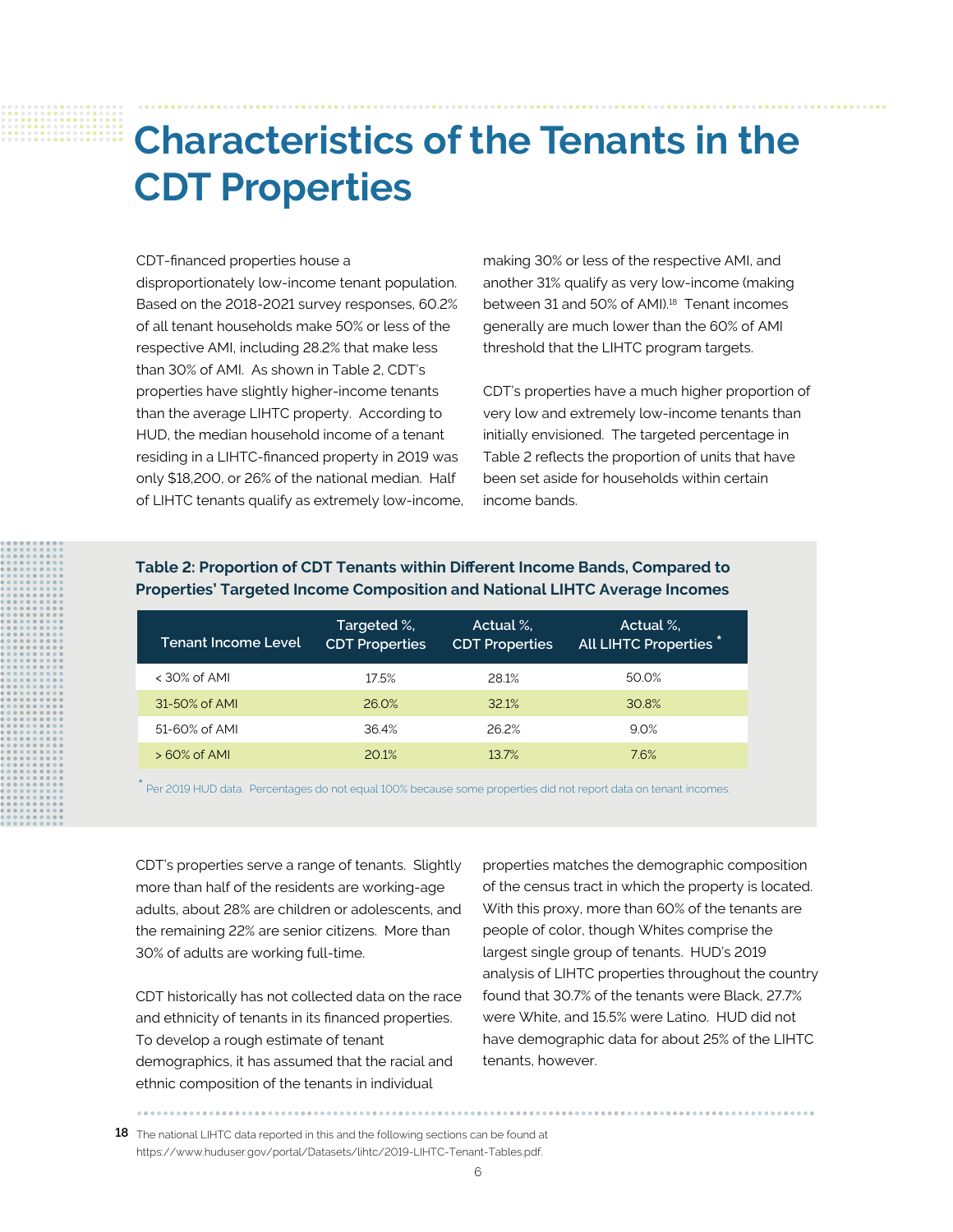# Characteristics of the Tenants in the CDT Properties

CDT-financed properties house a disproportionately low-income tenant population. Based on the 2018-2021 survey responses, 60.2% of all tenant households make 50% or less of the respective AMI, including 28.2% that make less than 30% of AMI. As shown in Table 2, CDT's properties have slightly higher-income tenants than the average LIHTC property. According to HUD, the median household income of a tenant residing in a LIHTC-financed property in 2019 was only $18,200, or 26% of the national median. Half of LIHTC tenants qualify as extremely low-income, making 30% or less of the respective AMI, and another 31% qualify as very low-income (making between 31 and 50% of AMI).[18] Tenant incomes generally are much lower than the 60% of AMI threshold that the LIHTC program targets.

CDT's properties have a much higher proportion of very low and extremely low-income tenants than initially envisioned. The targeted percentage in Table 2 reflects the proportion of units that have been set aside for households within certain income bands.

**Table 2: Proportion of CDT Tenants within Different Income Bands, Compared to Properties' Targeted Income Composition and National LIHTC Average Incomes**

| Tenant Income Level | Targeted %, CDT Properties | Actual %, CDT Properties | Actual %, All LIHTC Properties * |
|---|---|---|---|
| < 30% of AMI | 17.5% | 28.1% | 50.0% |
| 31-50% of AMI | 26.0% | 32.1% | 30.8% |
| 51-60% of AMI | 36.4% | 26.2% | 9.0% |
| > 60% of AMI | 20.1% | 13.7% | 7.6% |

* Per 2019 HUD data. Percentages do not equal 100% because some properties did not report data on tenant incomes.

CDT's properties serve a range of tenants. Slightly more than half of the residents are working-age adults, about 28% are children or adolescents, and the remaining 22% are senior citizens. More than 30% of adults are working full-time.

CDT historically has not collected data on the race and ethnicity of tenants in its financed properties. To develop a rough estimate of tenant demographics, it has assumed that the racial and ethnic composition of the tenants in individual properties matches the demographic composition of the census tract in which the property is located. With this proxy, more than 60% of the tenants are people of color, though Whites comprise the largest single group of tenants. HUD's 2019 analysis of LIHTC properties throughout the country found that 30.7% of the tenants were Black, 27.7% were White, and 15.5% were Latino. HUD did not have demographic data for about 25% of the LIHTC tenants, however.

[18] The national LIHTC data reported in this and the following sections can be found at https://www.huduser.gov/portal/Datasets/lihtc/2019-LIHTC-Tenant-Tables.pdf.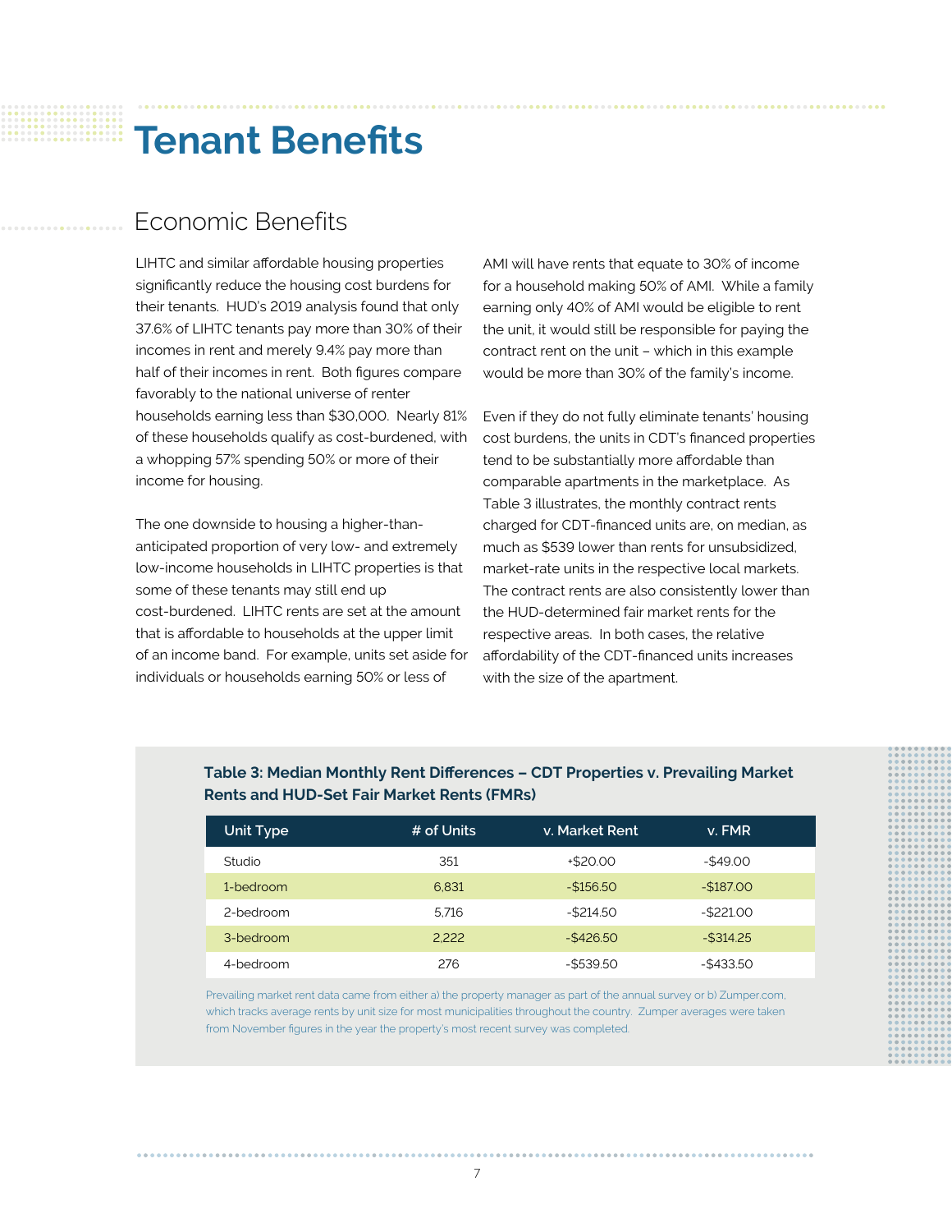# Tenant Benefits

## Economic Benefits

LIHTC and similar affordable housing properties significantly reduce the housing cost burdens for their tenants. HUD's 2019 analysis found that only 37.6% of LIHTC tenants pay more than 30% of their incomes in rent and merely 9.4% pay more than half of their incomes in rent. Both figures compare favorably to the national universe of renter households earning less than $30,000. Nearly 81% of these households qualify as cost-burdened, with a whopping 57% spending 50% or more of their income for housing.

The one downside to housing a higher-than-anticipated proportion of very low- and extremely low-income households in LIHTC properties is that some of these tenants may still end up cost-burdened. LIHTC rents are set at the amount that is affordable to households at the upper limit of an income band. For example, units set aside for individuals or households earning 50% or less of AMI will have rents that equate to 30% of income for a household making 50% of AMI. While a family earning only 40% of AMI would be eligible to rent the unit, it would still be responsible for paying the contract rent on the unit – which in this example would be more than 30% of the family's income.

Even if they do not fully eliminate tenants' housing cost burdens, the units in CDT's financed properties tend to be substantially more affordable than comparable apartments in the marketplace. As Table 3 illustrates, the monthly contract rents charged for CDT-financed units are, on median, as much as $539 lower than rents for unsubsidized, market-rate units in the respective local markets. The contract rents are also consistently lower than the HUD-determined fair market rents for the respective areas. In both cases, the relative affordability of the CDT-financed units increases with the size of the apartment.

**Table 3: Median Monthly Rent Differences – CDT Properties v. Prevailing Market Rents and HUD-Set Fair Market Rents (FMRs)**

| Unit Type | # of Units | v. Market Rent | v. FMR |
|---|---|---|---|
| Studio | 351 | +$20.00 | -$49.00 |
| 1-bedroom | 6,831 | -$156.50 | -$187.00 |
| 2-bedroom | 5,716 | -$214.50 | -$221.00 |
| 3-bedroom | 2,222 | -$426.50 | -$314.25 |
| 4-bedroom | 276 | -$539.50 | -$433.50 |

Prevailing market rent data came from either a) the property manager as part of the annual survey or b) Zumper.com, which tracks average rents by unit size for most municipalities throughout the country. Zumper averages were taken from November figures in the year the property's most recent survey was completed.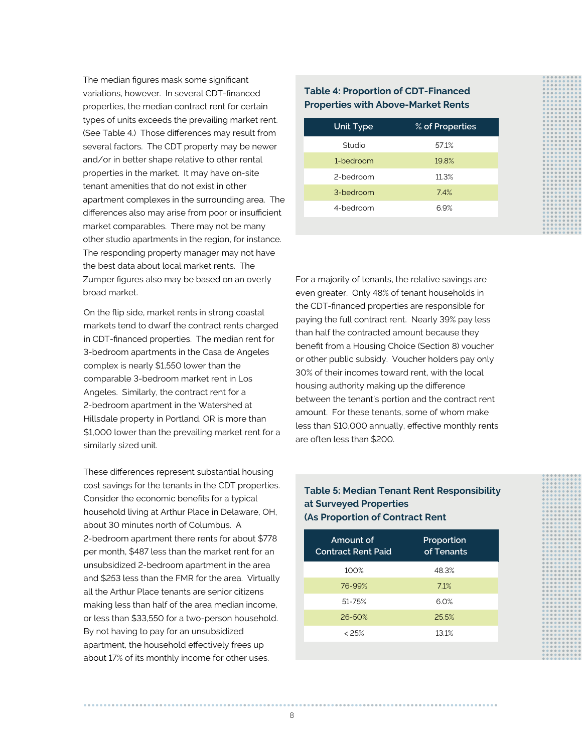The median figures mask some significant variations, however. In several CDT-financed properties, the median contract rent for certain types of units exceeds the prevailing market rent. (See Table 4.) Those differences may result from several factors. The CDT property may be newer and/or in better shape relative to other rental properties in the market. It may have on-site tenant amenities that do not exist in other apartment complexes in the surrounding area. The differences also may arise from poor or insufficient market comparables. There may not be many other studio apartments in the region, for instance. The responding property manager may not have the best data about local market rents. The Zumper figures also may be based on an overly broad market.

**Table 4: Proportion of CDT-Financed Properties with Above-Market Rents**

| Unit Type | % of Properties |
|---|---|
| Studio | 57.1% |
| 1-bedroom | 19.8% |
| 2-bedroom | 11.3% |
| 3-bedroom | 7.4% |
| 4-bedroom | 6.9% |

On the flip side, market rents in strong coastal markets tend to dwarf the contract rents charged in CDT-financed properties. The median rent for 3-bedroom apartments in the Casa de Angeles complex is nearly $1,550 lower than the comparable 3-bedroom market rent in Los Angeles. Similarly, the contract rent for a 2-bedroom apartment in the Watershed at Hillsdale property in Portland, OR is more than $1,000 lower than the prevailing market rent for a similarly sized unit.

These differences represent substantial housing cost savings for the tenants in the CDT properties. Consider the economic benefits for a typical household living at Arthur Place in Delaware, OH, about 30 minutes north of Columbus. A 2-bedroom apartment there rents for about $778 per month, $487 less than the market rent for an unsubsidized 2-bedroom apartment in the area and $253 less than the FMR for the area. Virtually all the Arthur Place tenants are senior citizens making less than half of the area median income, or less than $33,550 for a two-person household. By not having to pay for an unsubsidized apartment, the household effectively frees up about 17% of its monthly income for other uses.

For a majority of tenants, the relative savings are even greater. Only 48% of tenant households in the CDT-financed properties are responsible for paying the full contract rent. Nearly 39% pay less than half the contracted amount because they benefit from a Housing Choice (Section 8) voucher or other public subsidy. Voucher holders pay only 30% of their incomes toward rent, with the local housing authority making up the difference between the tenant's portion and the contract rent amount. For these tenants, some of whom make less than $10,000 annually, effective monthly rents are often less than $200.

**Table 5: Median Tenant Rent Responsibility at Surveyed Properties (As Proportion of Contract Rent**

| Amount of Contract Rent Paid | Proportion of Tenants |
|---|---|
| 100% | 48.3% |
| 76-99% | 7.1% |
| 51-75% | 6.0% |
| 26-50% | 25.5% |
| < 25% | 13.1% |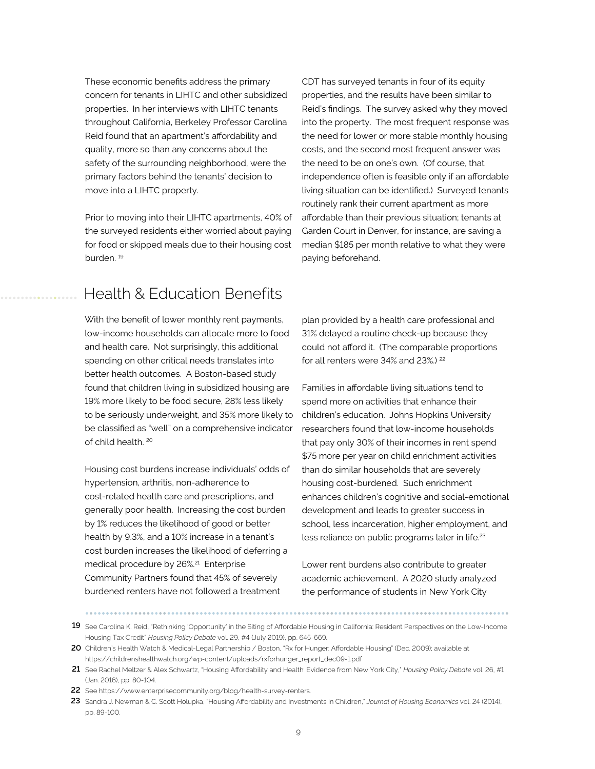These economic benefits address the primary concern for tenants in LIHTC and other subsidized properties. In her interviews with LIHTC tenants throughout California, Berkeley Professor Carolina Reid found that an apartment's affordability and quality, more so than any concerns about the safety of the surrounding neighborhood, were the primary factors behind the tenants' decision to move into a LIHTC property.

Prior to moving into their LIHTC apartments, 40% of the surveyed residents either worried about paying for food or skipped meals due to their housing cost burden. [19]

CDT has surveyed tenants in four of its equity properties, and the results have been similar to Reid's findings. The survey asked why they moved into the property. The most frequent response was the need for lower or more stable monthly housing costs, and the second most frequent answer was the need to be on one's own. (Of course, that independence often is feasible only if an affordable living situation can be identified.) Surveyed tenants routinely rank their current apartment as more affordable than their previous situation; tenants at Garden Court in Denver, for instance, are saving a median $185 per month relative to what they were paying beforehand.

## Health & Education Benefits

With the benefit of lower monthly rent payments, low-income households can allocate more to food and health care. Not surprisingly, this additional spending on other critical needs translates into better health outcomes. A Boston-based study found that children living in subsidized housing are 19% more likely to be food secure, 28% less likely to be seriously underweight, and 35% more likely to be classified as "well" on a comprehensive indicator of child health. [20]

Housing cost burdens increase individuals' odds of hypertension, arthritis, non-adherence to cost-related health care and prescriptions, and generally poor health. Increasing the cost burden by 1% reduces the likelihood of good or better health by 9.3%, and a 10% increase in a tenant's cost burden increases the likelihood of deferring a medical procedure by 26%.[21] Enterprise Community Partners found that 45% of severely burdened renters have not followed a treatment plan provided by a health care professional and 31% delayed a routine check-up because they could not afford it. (The comparable proportions for all renters were 34% and 23%.) [22]

Families in affordable living situations tend to spend more on activities that enhance their children's education. Johns Hopkins University researchers found that low-income households that pay only 30% of their incomes in rent spend $75 more per year on child enrichment activities than do similar households that are severely housing cost-burdened. Such enrichment enhances children's cognitive and social-emotional development and leads to greater success in school, less incarceration, higher employment, and less reliance on public programs later in life.[23]

Lower rent burdens also contribute to greater academic achievement. A 2020 study analyzed the performance of students in New York City

---

**19** See Carolina K. Reid, "Rethinking 'Opportunity' in the Siting of Affordable Housing in California: Resident Perspectives on the Low-Income Housing Tax Credit" *Housing Policy Debate* vol. 29, #4 (July 2019), pp. 645-669.

**20** Children's Health Watch & Medical-Legal Partnership / Boston, "Rx for Hunger: Affordable Housing" (Dec. 2009); available at https://childrenshealthwatch.org/wp-content/uploads/rxforhunger_report_dec09-1.pdf

**21** See Rachel Meltzer & Alex Schwartz, "Housing Affordability and Health: Evidence from New York City," *Housing Policy Debate* vol. 26, #1 (Jan. 2016), pp. 80-104.

**22** See https://www.enterprisecommunity.org/blog/health-survey-renters.

**23** Sandra J. Newman & C. Scott Holupka, "Housing Affordability and Investments in Children," *Journal of Housing Economics* vol. 24 (2014), pp. 89-100.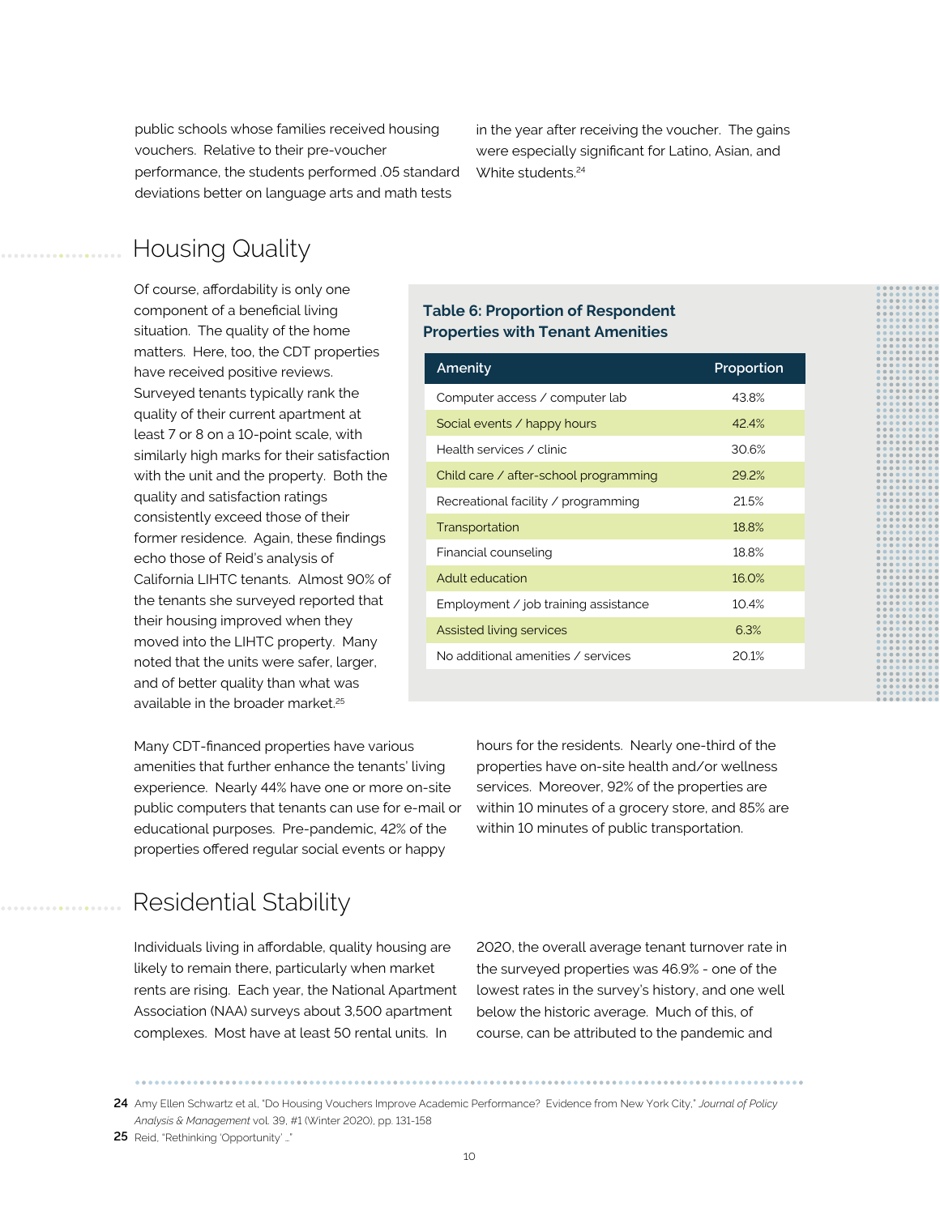public schools whose families received housing vouchers. Relative to their pre-voucher performance, the students performed .05 standard deviations better on language arts and math tests in the year after receiving the voucher. The gains were especially significant for Latino, Asian, and White students.[24]

## Housing Quality

Of course, affordability is only one component of a beneficial living situation. The quality of the home matters. Here, too, the CDT properties have received positive reviews. Surveyed tenants typically rank the quality of their current apartment at least 7 or 8 on a 10-point scale, with similarly high marks for their satisfaction with the unit and the property. Both the quality and satisfaction ratings consistently exceed those of their former residence. Again, these findings echo those of Reid's analysis of California LIHTC tenants. Almost 90% of the tenants she surveyed reported that their housing improved when they moved into the LIHTC property. Many noted that the units were safer, larger, and of better quality than what was available in the broader market.[25]

**Table 6: Proportion of Respondent Properties with Tenant Amenities**

| Amenity | Proportion |
|---|---|
| Computer access / computer lab | 43.8% |
| Social events / happy hours | 42.4% |
| Health services / clinic | 30.6% |
| Child care / after-school programming | 29.2% |
| Recreational facility / programming | 21.5% |
| Transportation | 18.8% |
| Financial counseling | 18.8% |
| Adult education | 16.0% |
| Employment / job training assistance | 10.4% |
| Assisted living services | 6.3% |
| No additional amenities / services | 20.1% |

Many CDT-financed properties have various amenities that further enhance the tenants' living experience. Nearly 44% have one or more on-site public computers that tenants can use for e-mail or educational purposes. Pre-pandemic, 42% of the properties offered regular social events or happy hours for the residents. Nearly one-third of the properties have on-site health and/or wellness services. Moreover, 92% of the properties are within 10 minutes of a grocery store, and 85% are within 10 minutes of public transportation.

## Residential Stability

Individuals living in affordable, quality housing are likely to remain there, particularly when market rents are rising. Each year, the National Apartment Association (NAA) surveys about 3,500 apartment complexes. Most have at least 50 rental units. In 2020, the overall average tenant turnover rate in the surveyed properties was 46.9% - one of the lowest rates in the survey's history, and one well below the historic average. Much of this, of course, can be attributed to the pandemic and

---

**24** Amy Ellen Schwartz et al, "Do Housing Vouchers Improve Academic Performance? Evidence from New York City," *Journal of Policy Analysis & Management* vol. 39, #1 (Winter 2020), pp. 131-158

**25** Reid, "Rethinking 'Opportunity' …"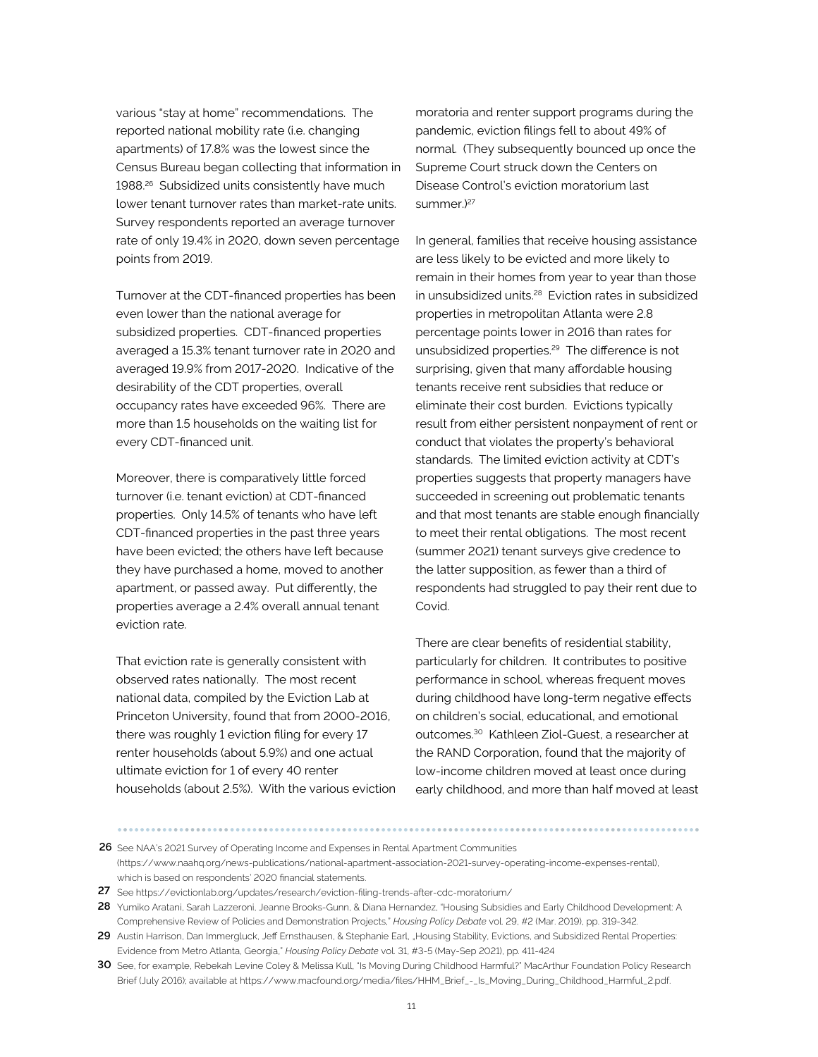various "stay at home" recommendations. The reported national mobility rate (i.e. changing apartments) of 17.8% was the lowest since the Census Bureau began collecting that information in 1988.[26] Subsidized units consistently have much lower tenant turnover rates than market-rate units. Survey respondents reported an average turnover rate of only 19.4% in 2020, down seven percentage points from 2019.

Turnover at the CDT-financed properties has been even lower than the national average for subsidized properties. CDT-financed properties averaged a 15.3% tenant turnover rate in 2020 and averaged 19.9% from 2017-2020. Indicative of the desirability of the CDT properties, overall occupancy rates have exceeded 96%. There are more than 1.5 households on the waiting list for every CDT-financed unit.

Moreover, there is comparatively little forced turnover (i.e. tenant eviction) at CDT-financed properties. Only 14.5% of tenants who have left CDT-financed properties in the past three years have been evicted; the others have left because they have purchased a home, moved to another apartment, or passed away. Put differently, the properties average a 2.4% overall annual tenant eviction rate.

That eviction rate is generally consistent with observed rates nationally. The most recent national data, compiled by the Eviction Lab at Princeton University, found that from 2000-2016, there was roughly 1 eviction filing for every 17 renter households (about 5.9%) and one actual ultimate eviction for 1 of every 40 renter households (about 2.5%). With the various eviction moratoria and renter support programs during the pandemic, eviction filings fell to about 49% of normal. (They subsequently bounced up once the Supreme Court struck down the Centers on Disease Control's eviction moratorium last summer.)[27]

In general, families that receive housing assistance are less likely to be evicted and more likely to remain in their homes from year to year than those in unsubsidized units.[28] Eviction rates in subsidized properties in metropolitan Atlanta were 2.8 percentage points lower in 2016 than rates for unsubsidized properties.[29] The difference is not surprising, given that many affordable housing tenants receive rent subsidies that reduce or eliminate their cost burden. Evictions typically result from either persistent nonpayment of rent or conduct that violates the property's behavioral standards. The limited eviction activity at CDT's properties suggests that property managers have succeeded in screening out problematic tenants and that most tenants are stable enough financially to meet their rental obligations. The most recent (summer 2021) tenant surveys give credence to the latter supposition, as fewer than a third of respondents had struggled to pay their rent due to Covid.

There are clear benefits of residential stability, particularly for children. It contributes to positive performance in school, whereas frequent moves during childhood have long-term negative effects on children's social, educational, and emotional outcomes.[30] Kathleen Ziol-Guest, a researcher at the RAND Corporation, found that the majority of low-income children moved at least once during early childhood, and more than half moved at least

---

26 See NAA's 2021 Survey of Operating Income and Expenses in Rental Apartment Communities (https://www.naahq.org/news-publications/national-apartment-association-2021-survey-operating-income-expenses-rental), which is based on respondents' 2020 financial statements.

27 See https://evictionlab.org/updates/research/eviction-filing-trends-after-cdc-moratorium/

28 Yumiko Aratani, Sarah Lazzeroni, Jeanne Brooks-Gunn, & Diana Hernandez, "Housing Subsidies and Early Childhood Development: A Comprehensive Review of Policies and Demonstration Projects," *Housing Policy Debate* vol. 29, #2 (Mar. 2019), pp. 319-342.

29 Austin Harrison, Dan Immergluck, Jeff Ernsthausen, & Stephanie Earl, „Housing Stability, Evictions, and Subsidized Rental Properties: Evidence from Metro Atlanta, Georgia," *Housing Policy Debate* vol. 31, #3-5 (May-Sep 2021), pp. 411-424

30 See, for example, Rebekah Levine Coley & Melissa Kull, "Is Moving During Childhood Harmful?" MacArthur Foundation Policy Research Brief (July 2016); available at https://www.macfound.org/media/files/HHM_Brief_-_Is_Moving_During_Childhood_Harmful_2.pdf.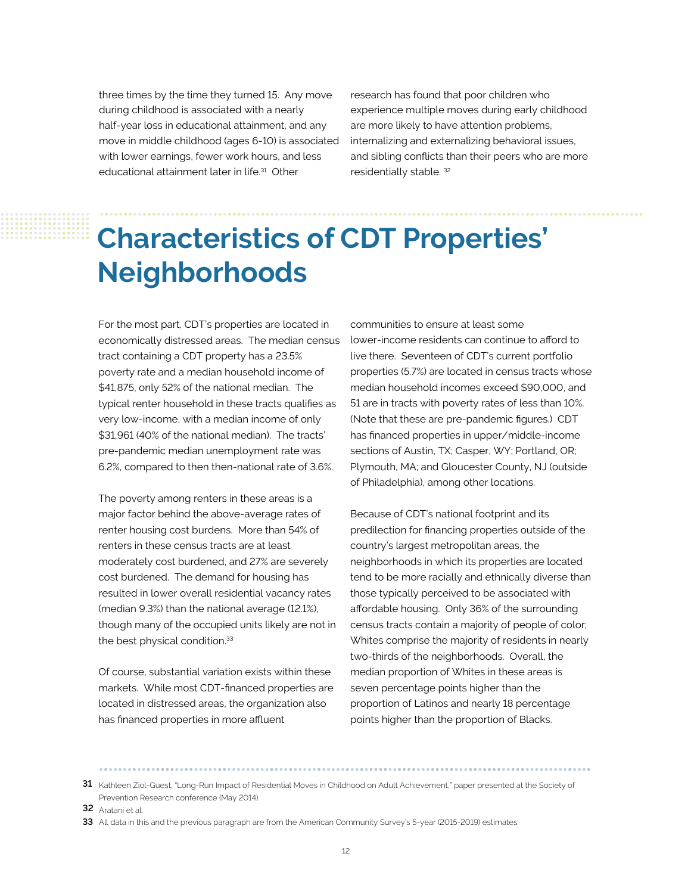three times by the time they turned 15. Any move during childhood is associated with a nearly half-year loss in educational attainment, and any move in middle childhood (ages 6-10) is associated with lower earnings, fewer work hours, and less educational attainment later in life.[31] Other research has found that poor children who experience multiple moves during early childhood are more likely to have attention problems, internalizing and externalizing behavioral issues, and sibling conflicts than their peers who are more residentially stable. [32]

# Characteristics of CDT Properties' Neighborhoods

For the most part, CDT's properties are located in economically distressed areas. The median census tract containing a CDT property has a 23.5% poverty rate and a median household income of $41,875, only 52% of the national median. The typical renter household in these tracts qualifies as very low-income, with a median income of only $31,961 (40% of the national median). The tracts' pre-pandemic median unemployment rate was 6.2%, compared to then then-national rate of 3.6%.

The poverty among renters in these areas is a major factor behind the above-average rates of renter housing cost burdens. More than 54% of renters in these census tracts are at least moderately cost burdened, and 27% are severely cost burdened. The demand for housing has resulted in lower overall residential vacancy rates (median 9.3%) than the national average (12.1%), though many of the occupied units likely are not in the best physical condition.[33]

Of course, substantial variation exists within these markets. While most CDT-financed properties are located in distressed areas, the organization also has financed properties in more affluent communities to ensure at least some lower-income residents can continue to afford to live there. Seventeen of CDT's current portfolio properties (5.7%) are located in census tracts whose median household incomes exceed $90,000, and 51 are in tracts with poverty rates of less than 10%. (Note that these are pre-pandemic figures.) CDT has financed properties in upper/middle-income sections of Austin, TX; Casper, WY; Portland, OR; Plymouth, MA; and Gloucester County, NJ (outside of Philadelphia), among other locations.

Because of CDT's national footprint and its predilection for financing properties outside of the country's largest metropolitan areas, the neighborhoods in which its properties are located tend to be more racially and ethnically diverse than those typically perceived to be associated with affordable housing. Only 36% of the surrounding census tracts contain a majority of people of color; Whites comprise the majority of residents in nearly two-thirds of the neighborhoods. Overall, the median proportion of Whites in these areas is seven percentage points higher than the proportion of Latinos and nearly 18 percentage points higher than the proportion of Blacks.

---

**31** Kathleen Ziol-Guest, "Long-Run Impact of Residential Moves in Childhood on Adult Achievement," paper presented at the Society of Prevention Research conference (May 2014).

**32** Aratani et al.

**33** All data in this and the previous paragraph are from the American Community Survey's 5-year (2015-2019) estimates.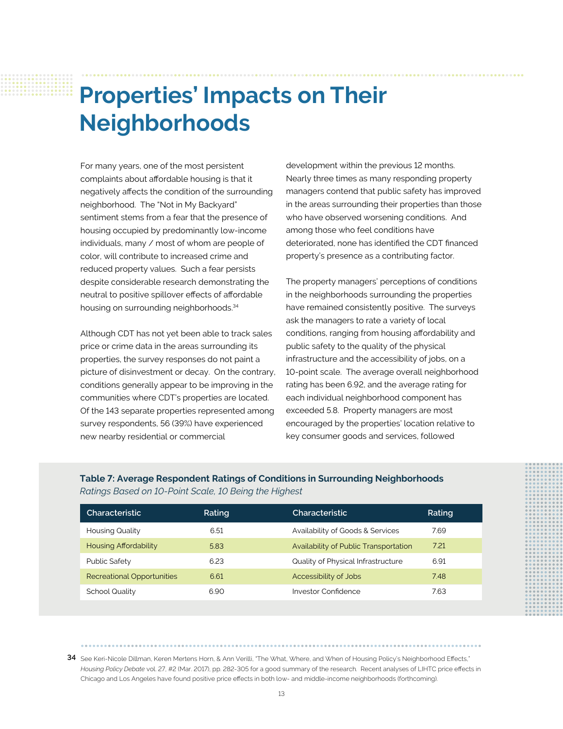# Properties' Impacts on Their Neighborhoods

For many years, one of the most persistent complaints about affordable housing is that it negatively affects the condition of the surrounding neighborhood. The "Not in My Backyard" sentiment stems from a fear that the presence of housing occupied by predominantly low-income individuals, many / most of whom are people of color, will contribute to increased crime and reduced property values. Such a fear persists despite considerable research demonstrating the neutral to positive spillover effects of affordable housing on surrounding neighborhoods.[34]

Although CDT has not yet been able to track sales price or crime data in the areas surrounding its properties, the survey responses do not paint a picture of disinvestment or decay. On the contrary, conditions generally appear to be improving in the communities where CDT's properties are located. Of the 143 separate properties represented among survey respondents, 56 (39%) have experienced new nearby residential or commercial development within the previous 12 months. Nearly three times as many responding property managers contend that public safety has improved in the areas surrounding their properties than those who have observed worsening conditions. And among those who feel conditions have deteriorated, none has identified the CDT financed property's presence as a contributing factor.

The property managers' perceptions of conditions in the neighborhoods surrounding the properties have remained consistently positive. The surveys ask the managers to rate a variety of local conditions, ranging from housing affordability and public safety to the quality of the physical infrastructure and the accessibility of jobs, on a 10-point scale. The average overall neighborhood rating has been 6.92, and the average rating for each individual neighborhood component has exceeded 5.8. Property managers are most encouraged by the properties' location relative to key consumer goods and services, followed

**Table 7: Average Respondent Ratings of Conditions in Surrounding Neighborhoods**
*Ratings Based on 10-Point Scale, 10 Being the Highest*

| Characteristic | Rating | Characteristic | Rating |
|---|---|---|---|
| Housing Quality | 6.51 | Availability of Goods & Services | 7.69 |
| Housing Affordability | 5.83 | Availability of Public Transportation | 7.21 |
| Public Safety | 6.23 | Quality of Physical Infrastructure | 6.91 |
| Recreational Opportunities | 6.61 | Accessibility of Jobs | 7.48 |
| School Quality | 6.90 | Investor Confidence | 7.63 |

34 See Keri-Nicole Dillman, Keren Mertens Horn, & Ann Verilli, "The What, Where, and When of Housing Policy's Neighborhood Effects," *Housing Policy Debate* vol. 27, #2 (Mar. 2017), pp. 282-305 for a good summary of the research. Recent analyses of LIHTC price effects in Chicago and Los Angeles have found positive price effects in both low- and middle-income neighborhoods (forthcoming).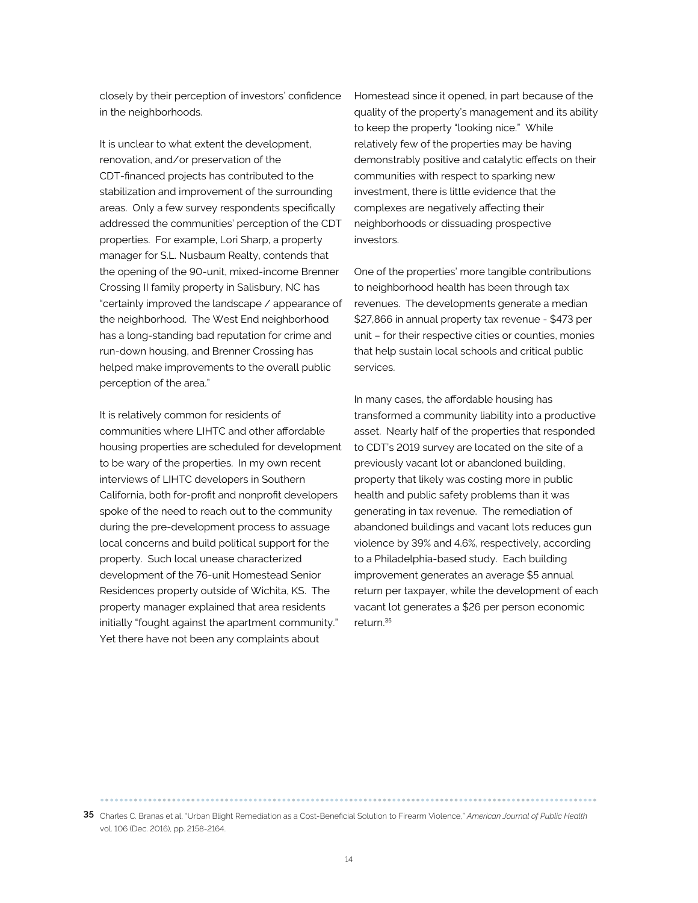closely by their perception of investors' confidence in the neighborhoods.

It is unclear to what extent the development, renovation, and/or preservation of the CDT-financed projects has contributed to the stabilization and improvement of the surrounding areas. Only a few survey respondents specifically addressed the communities' perception of the CDT properties. For example, Lori Sharp, a property manager for S.L. Nusbaum Realty, contends that the opening of the 90-unit, mixed-income Brenner Crossing II family property in Salisbury, NC has "certainly improved the landscape / appearance of the neighborhood. The West End neighborhood has a long-standing bad reputation for crime and run-down housing, and Brenner Crossing has helped make improvements to the overall public perception of the area."

It is relatively common for residents of communities where LIHTC and other affordable housing properties are scheduled for development to be wary of the properties. In my own recent interviews of LIHTC developers in Southern California, both for-profit and nonprofit developers spoke of the need to reach out to the community during the pre-development process to assuage local concerns and build political support for the property. Such local unease characterized development of the 76-unit Homestead Senior Residences property outside of Wichita, KS. The property manager explained that area residents initially "fought against the apartment community." Yet there have not been any complaints about Homestead since it opened, in part because of the quality of the property's management and its ability to keep the property "looking nice." While relatively few of the properties may be having demonstrably positive and catalytic effects on their communities with respect to sparking new investment, there is little evidence that the complexes are negatively affecting their neighborhoods or dissuading prospective investors.

One of the properties' more tangible contributions to neighborhood health has been through tax revenues. The developments generate a median $27,866 in annual property tax revenue - $473 per unit – for their respective cities or counties, monies that help sustain local schools and critical public services.

In many cases, the affordable housing has transformed a community liability into a productive asset. Nearly half of the properties that responded to CDT's 2019 survey are located on the site of a previously vacant lot or abandoned building, property that likely was costing more in public health and public safety problems than it was generating in tax revenue. The remediation of abandoned buildings and vacant lots reduces gun violence by 39% and 4.6%, respectively, according to a Philadelphia-based study. Each building improvement generates an average $5 annual return per taxpayer, while the development of each vacant lot generates a $26 per person economic return.[35]

---

[35] Charles C. Branas et al, "Urban Blight Remediation as a Cost-Beneficial Solution to Firearm Violence," *American Journal of Public Health* vol. 106 (Dec. 2016), pp. 2158-2164.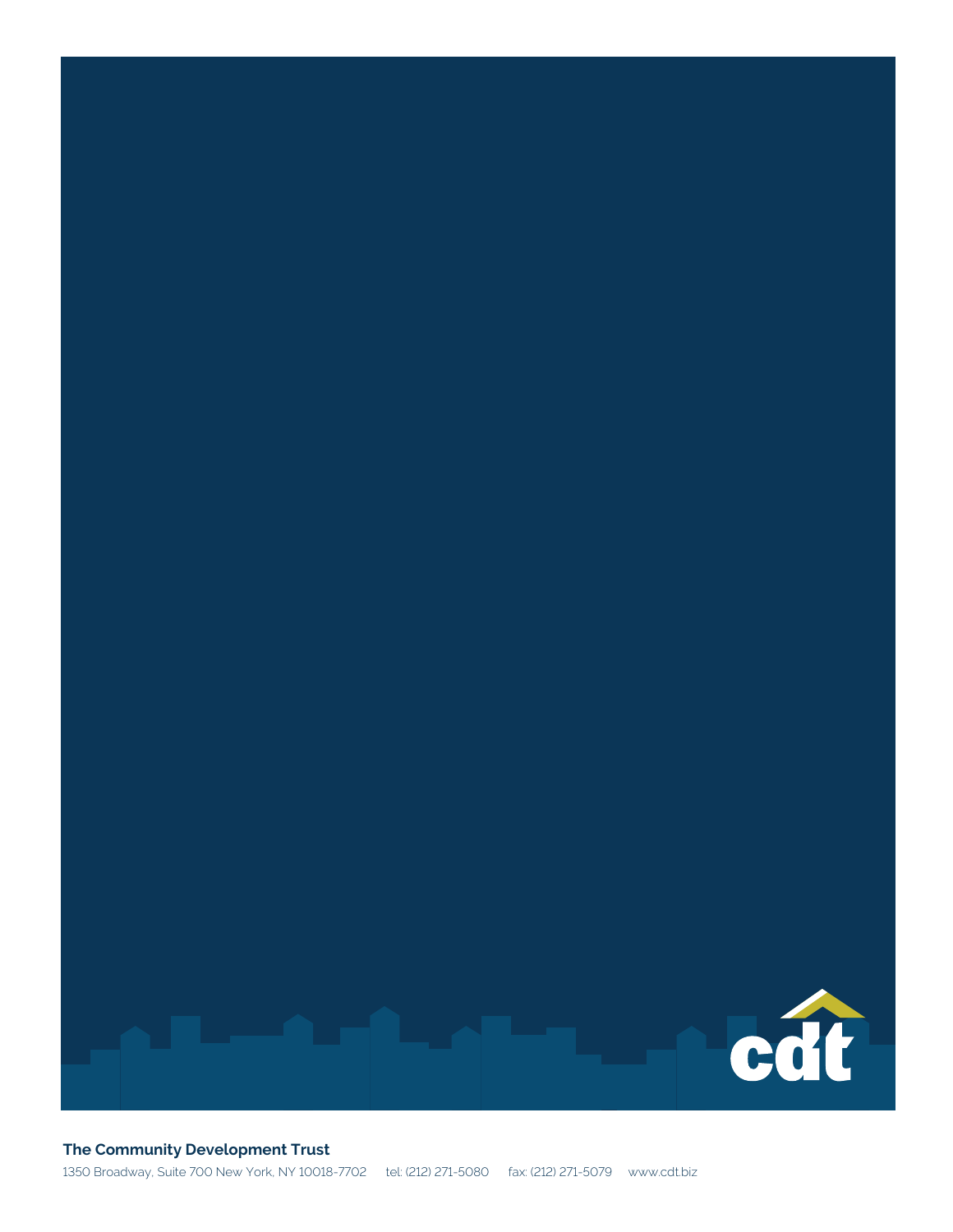**The Community Development Trust**

1350 Broadway, Suite 700 New York, NY 10018-7702 tel: (212) 271-5080 fax: (212) 271-5079 www.cdt.biz